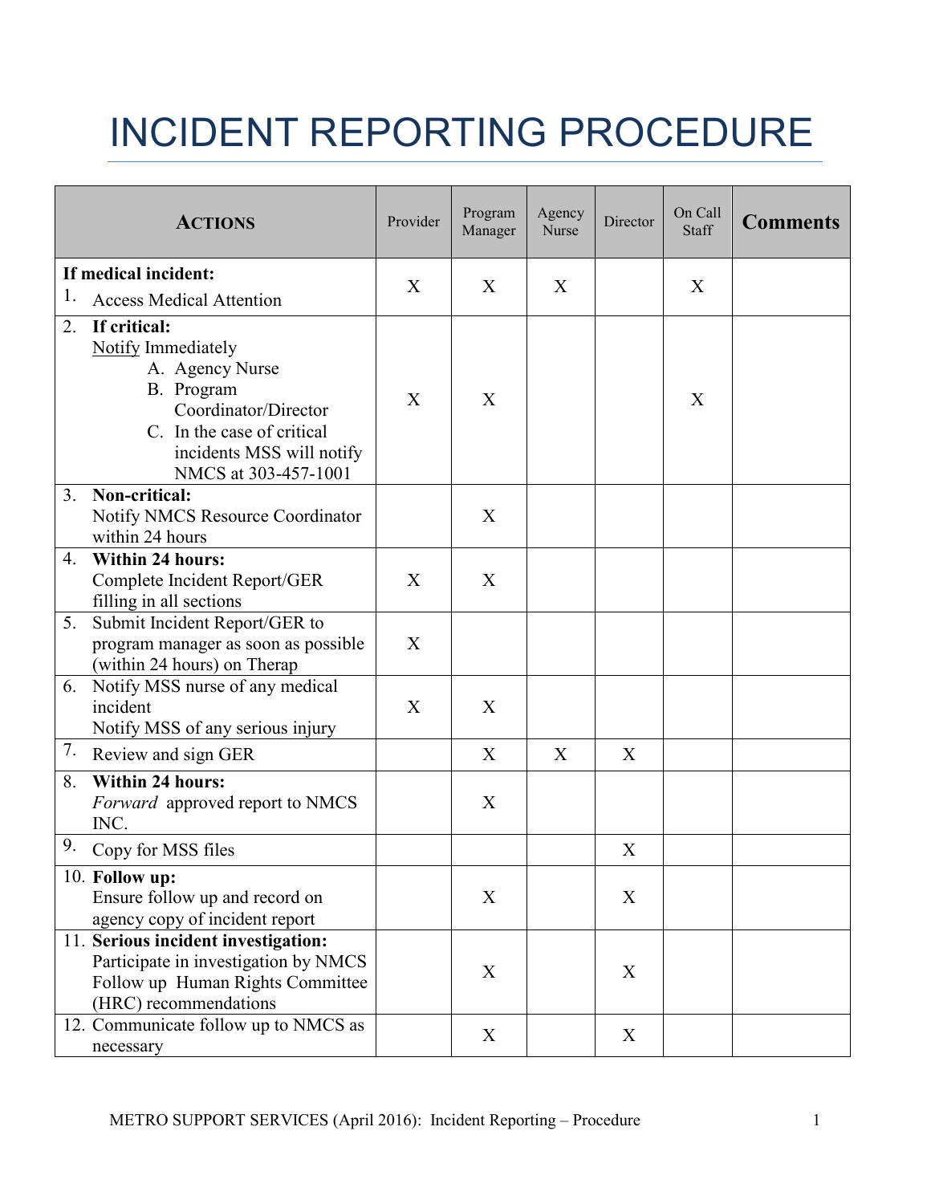# INCIDENT REPORTING PROCEDURE

| **ACTIONS** | Provider | Program Manager | Agency Nurse | Director | On Call Staff | **Comments** |
|---|---|---|---|---|---|---|
| **If medical incident:**<br>1. Access Medical Attention | X | X | X | | X | |
| 2. **If critical:**<br>Notify Immediately<br>A. Agency Nurse<br>B. Program Coordinator/Director<br>C. In the case of critical incidents MSS will notify NMCS at 303-457-1001 | X | X | | | X | |
| 3. **Non-critical:**<br>Notify NMCS Resource Coordinator within 24 hours | | X | | | | |
| 4. **Within 24 hours:**<br>Complete Incident Report/GER filling in all sections | X | X | | | | |
| 5. Submit Incident Report/GER to program manager as soon as possible (within 24 hours) on Therap | X | | | | | |
| 6. Notify MSS nurse of any medical incident<br>Notify MSS of any serious injury | X | X | | | | |
| 7. Review and sign GER | | X | X | X | | |
| 8. **Within 24 hours:**<br>*Forward* approved report to NMCS INC. | | X | | | | |
| 9. Copy for MSS files | | | | X | | |
| 10. **Follow up:**<br>Ensure follow up and record on agency copy of incident report | | X | | X | | |
| 11. **Serious incident investigation:**<br>Participate in investigation by NMCS<br>Follow up Human Rights Committee (HRC) recommendations | | X | | X | | |
| 12. Communicate follow up to NMCS as necessary | | X | | X | | |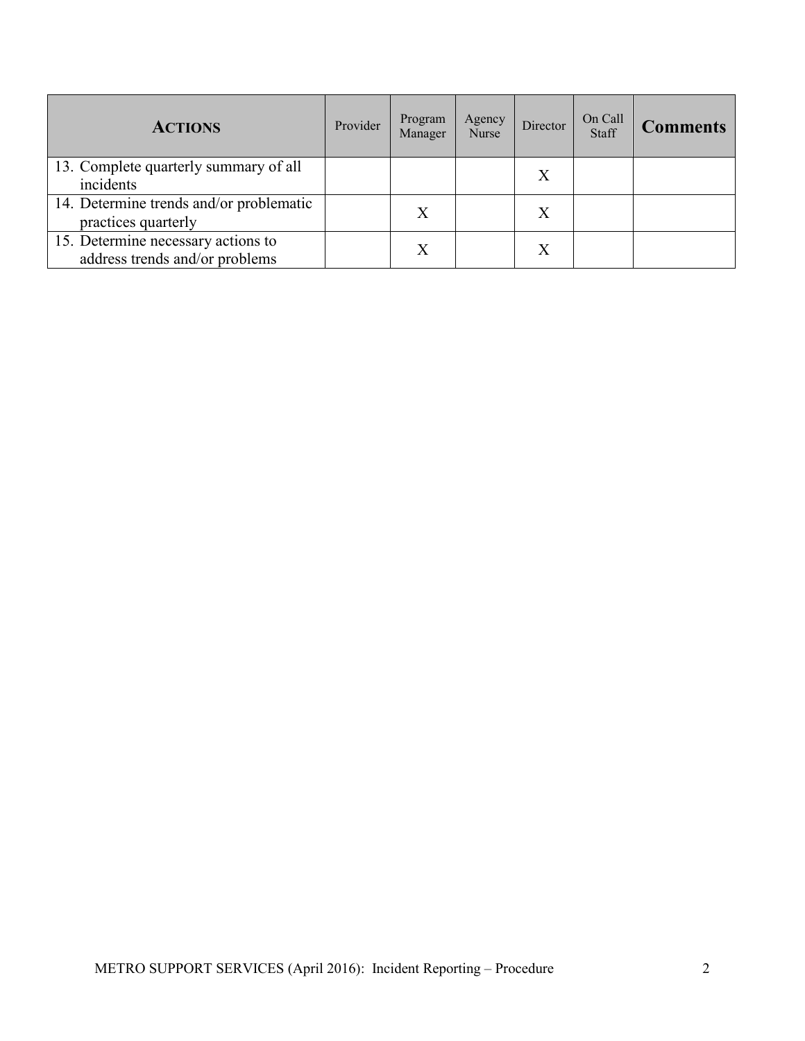| ACTIONS | Provider | Program Manager | Agency Nurse | Director | On Call Staff | Comments |
|---|---|---|---|---|---|---|
| 13. Complete quarterly summary of all incidents | | | | X | | |
| 14. Determine trends and/or problematic practices quarterly | | X | | X | | |
| 15. Determine necessary actions to address trends and/or problems | | X | | X | | |